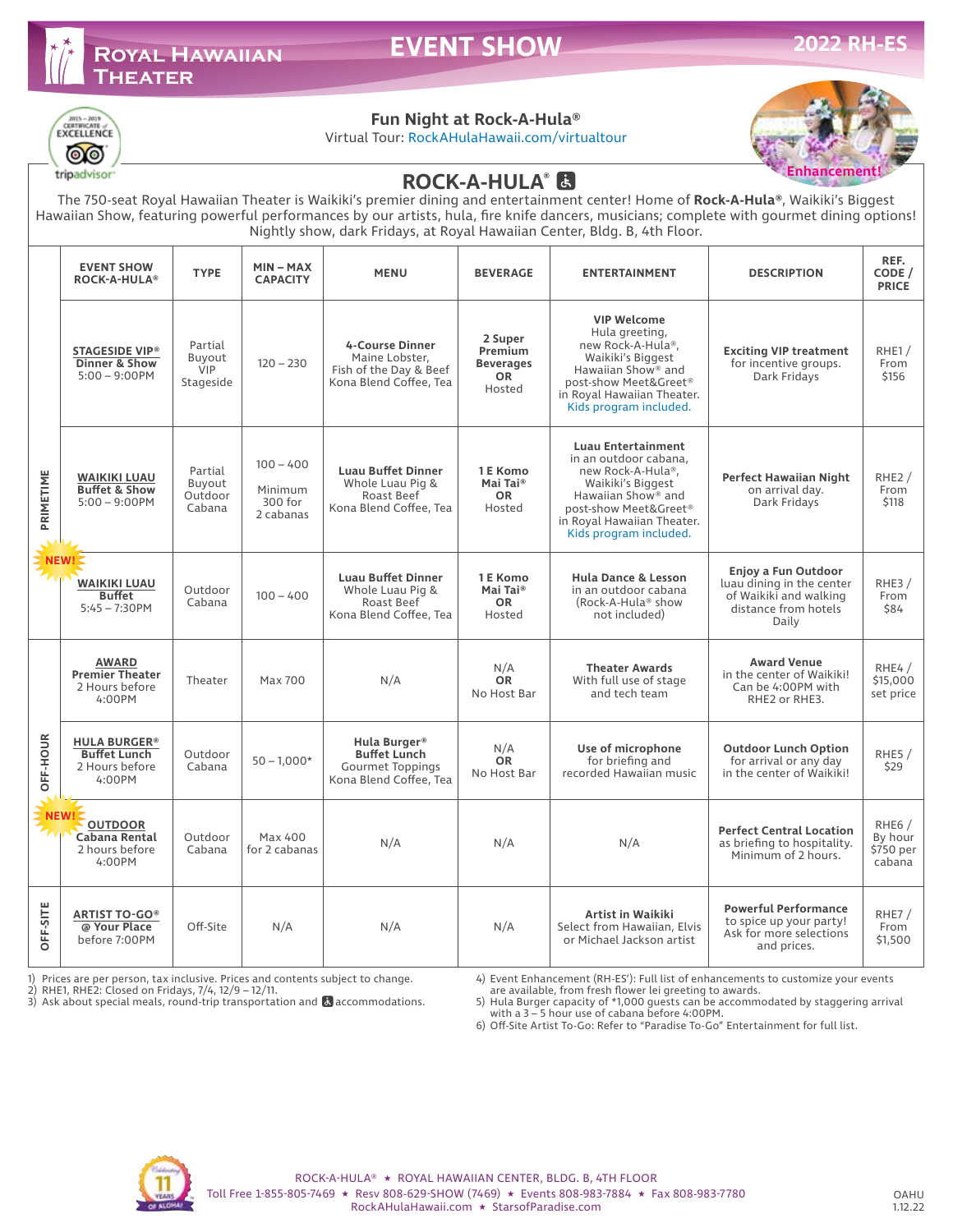# Royal Hawaiian Theater — EVENT SHOW — 2022 RH-ES

## Fun Night at Rock-A-Hula®

Virtual Tour: RockAHulaHawaii.com/virtualtour

Enhancement!

## ROCK-A-HULA®

The 750-seat Royal Hawaiian Theater is Waikiki's premier dining and entertainment center! Home of **Rock-A-Hula®**, Waikiki's Biggest Hawaiian Show, featuring powerful performances by our artists, hula, fire knife dancers, musicians; complete with gourmet dining options! Nightly show, dark Fridays, at Royal Hawaiian Center, Bldg. B, 4th Floor.

| | EVENT SHOW ROCK-A-HULA® | TYPE | MIN – MAX CAPACITY | MENU | BEVERAGE | ENTERTAINMENT | DESCRIPTION | REF. CODE / PRICE |
|---|---|---|---|---|---|---|---|---|
| PRIMETIME | **STAGESIDE VIP®** **Dinner & Show** 5:00 – 9:00PM | Partial Buyout VIP Stageside | 120 – 230 | **4-Course Dinner** Maine Lobster, Fish of the Day & Beef Kona Blend Coffee, Tea | **2 Super Premium Beverages** **OR** Hosted | **VIP Welcome** Hula greeting, new Rock-A-Hula®, Waikiki's Biggest Hawaiian Show® and post-show Meet&Greet® in Royal Hawaiian Theater. Kids program included. | **Exciting VIP treatment** for incentive groups. Dark Fridays | RHE1 / From $156 |
| PRIMETIME | **WAIKIKI LUAU** **Buffet & Show** 5:00 – 9:00PM | Partial Buyout Outdoor Cabana | 100 – 400 Minimum 300 for 2 cabanas | **Luau Buffet Dinner** Whole Luau Pig & Roast Beef Kona Blend Coffee, Tea | **1 E Komo Mai Tai®** **OR** Hosted | **Luau Entertainment** in an outdoor cabana, new Rock-A-Hula®, Waikiki's Biggest Hawaiian Show® and post-show Meet&Greet® in Royal Hawaiian Theater. Kids program included. | **Perfect Hawaiian Night** on arrival day. Dark Fridays | RHE2 / From $118 |
| PRIMETIME | NEW! **WAIKIKI LUAU** **Buffet** 5:45 – 7:30PM | Outdoor Cabana | 100 – 400 | **Luau Buffet Dinner** Whole Luau Pig & Roast Beef Kona Blend Coffee, Tea | **1 E Komo Mai Tai®** **OR** Hosted | **Hula Dance & Lesson** in an outdoor cabana (Rock-A-Hula® show not included) | **Enjoy a Fun Outdoor** luau dining in the center of Waikiki and walking distance from hotels Daily | RHE3 / From $84 |
| OFF-HOUR | **AWARD** **Premier Theater** 2 Hours before 4:00PM | Theater | Max 700 | N/A | N/A **OR** No Host Bar | **Theater Awards** With full use of stage and tech team | **Award Venue** in the center of Waikiki! Can be 4:00PM with RHE2 or RHE3. | RHE4 / $15,000 set price |
| OFF-HOUR | **HULA BURGER®** **Buffet Lunch** 2 Hours before 4:00PM | Outdoor Cabana | 50 – 1,000* | **Hula Burger®** **Buffet Lunch** Gourmet Toppings Kona Blend Coffee, Tea | N/A **OR** No Host Bar | **Use of microphone** for briefing and recorded Hawaiian music | **Outdoor Lunch Option** for arrival or any day in the center of Waikiki! | RHE5 / $29 |
| OFF-HOUR | NEW! **OUTDOOR** **Cabana Rental** 2 hours before 4:00PM | Outdoor Cabana | Max 400 for 2 cabanas | N/A | N/A | N/A | **Perfect Central Location** as briefing to hospitality. Minimum of 2 hours. | RHE6 / By hour $750 per cabana |
| OFF-SITE | **ARTIST TO-GO®** **@ Your Place** before 7:00PM | Off-Site | N/A | N/A | N/A | **Artist in Waikiki** Select from Hawaiian, Elvis or Michael Jackson artist | **Powerful Performance** to spice up your party! Ask for more selections and prices. | RHE7 / From $1,500 |

1) Prices are per person, tax inclusive. Prices and contents subject to change.
2) RHE1, RHE2: Closed on Fridays, 7/4, 12/9 – 12/11.
3) Ask about special meals, round-trip transportation and ♿ accommodations.
4) Event Enhancement (RH-ES'): Full list of enhancements to customize your events are available, from fresh flower lei greeting to awards.
5) Hula Burger capacity of *1,000 guests can be accommodated by staggering arrival with a 3 – 5 hour use of cabana before 4:00PM.
6) Off-Site Artist To-Go: Refer to "Paradise To-Go" Entertainment for full list.

ROCK-A-HULA® ★ ROYAL HAWAIIAN CENTER, BLDG. B, 4TH FLOOR
Toll Free 1-855-805-7469 ★ Resv 808-629-SHOW (7469) ★ Events 808-983-7884 ★ Fax 808-983-7780
RockAHulaHawaii.com ★ StarsofParadise.com

OAHU 1.12.22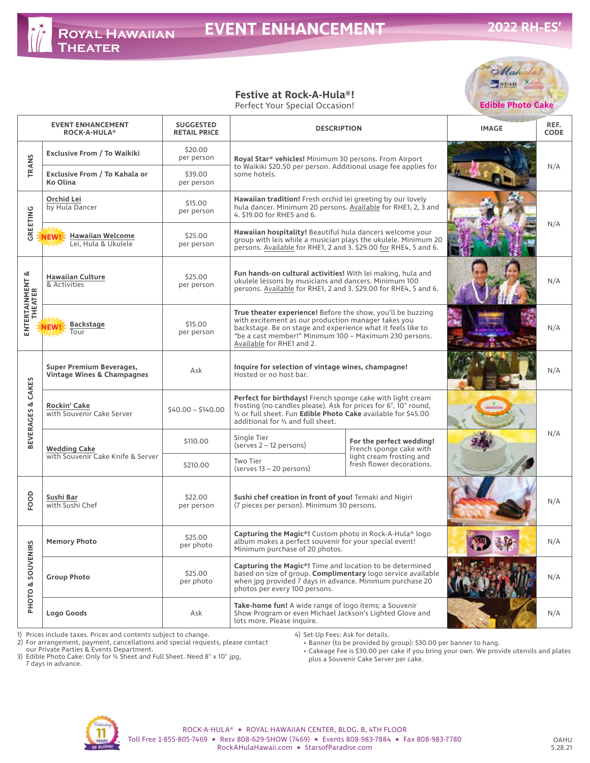# EVENT ENHANCEMENT

**2022 RH-ES'**

Royal Hawaiian Theater

## Festive at Rock-A-Hula®!

Perfect Your Special Occasion!

Edible Photo Cake

| | EVENT ENHANCEMENT ROCK-A-HULA® | SUGGESTED RETAIL PRICE | DESCRIPTION | | IMAGE | REF. CODE |
|---|---|---|---|---|---|---|
| TRANS | **Exclusive From / To Waikiki** | $20.00 per person | **Royal Star® vehicles!** Minimum 30 persons. From Airport to Waikiki $20.50 per person. Additional usage fee applies for some hotels. | | | N/A |
| TRANS | **Exclusive From / To Kahala or Ko Olina** | $39.00 per person | | | | |
| GREETING | **Orchid Lei** by Hula Dancer | $15.00 per person | **Hawaiian tradition!** Fresh orchid lei greeting by our lovely hula dancer. Minimum 20 persons. Available for RHE1, 2, 3 and 4. $19.00 for RHE5 and 6. | | | N/A |
| GREETING | NEW! **Hawaiian Welcome** Lei, Hula & Ukulele | $25.00 per person | **Hawaiian hospitality!** Beautiful hula dancers welcome your group with leis while a musician plays the ukulele. Minimum 20 persons. Available for RHE1, 2 and 3. $29.00 for RHE4, 5 and 6. | | | |
| ENTERTAINMENT & THEATER | **Hawaiian Culture** & Activities | $25.00 per person | **Fun hands-on cultural activities!** With lei making, hula and ukulele lessons by musicians and dancers. Minimum 100 persons. Available for RHE1, 2 and 3. $29.00 for RHE4, 5 and 6. | | | N/A |
| ENTERTAINMENT & THEATER | NEW! **Backstage** Tour | $15.00 per person | **True theater experience!** Before the show, you'll be buzzing with excitement as our production manager takes you backstage. Be on stage and experience what it feels like to "be a cast member!" Minimum 100 – Maximum 230 persons. Available for RHE1 and 2. | | | N/A |
| BEVERAGES & CAKES | **Super Premium Beverages, Vintage Wines & Champagnes** | Ask | **Inquire for selection of vintage wines, champagne!** Hosted or no host bar. | | | N/A |
| BEVERAGES & CAKES | **Rockin' Cake** with Souvenir Cake Server | $40.00 – $140.00 | **Perfect for birthdays!** French sponge cake with light cream frosting (no candles please). Ask for prices for 6", 10" round, ½ or full sheet. Fun **Edible Photo Cake** available for $45.00 additional for ½ and full sheet. | | | N/A |
| BEVERAGES & CAKES | **Wedding Cake** with Souvenir Cake Knife & Server | $110.00 | Single Tier (serves 2 – 12 persons) | **For the perfect wedding!** French sponge cake with light cream frosting and fresh flower decorations. | | |
| BEVERAGES & CAKES | | $210.00 | Two Tier (serves 13 – 20 persons) | | | |
| FOOD | **Sushi Bar** with Sushi Chef | $22.00 per person | **Sushi chef creation in front of you!** Temaki and Nigiri (7 pieces per person). Minimum 30 persons. | | | N/A |
| PHOTO & SOUVENIRS | **Memory Photo** | $25.00 per photo | **Capturing the Magic®!** Custom photo in Rock-A-Hula® logo album makes a perfect souvenir for your special event! Minimum purchase of 20 photos. | | | N/A |
| PHOTO & SOUVENIRS | **Group Photo** | $25.00 per photo | **Capturing the Magic®!** Time and location to be determined based on size of group. **Complimentary** logo service available when jpg provided 7 days in advance. Minimum purchase 20 photos per every 100 persons. | | | N/A |
| PHOTO & SOUVENIRS | **Logo Goods** | Ask | **Take-home fun!** A wide range of logo items; a Souvenir Show Program or even Michael Jackson's Lighted Glove and lots more. Please inquire. | | | N/A |

1) Prices include taxes. Prices and contents subject to change.
2) For arrangement, payment, cancellations and special requests, please contact our Private Parties & Events Department.
3) Edible Photo Cake: Only for ½ Sheet and Full Sheet. Need 8" x 10" jpg, 7 days in advance.
4) Set-Up Fees: Ask for details.
   - Banner (to be provided by group): $30.00 per banner to hang.
   - Cakeage Fee is $30.00 per cake if you bring your own. We provide utensils and plates plus a Souvenir Cake Server per cake.

ROCK-A-HULA® ★ ROYAL HAWAIIAN CENTER, BLDG. B, 4TH FLOOR
Toll Free 1-855-805-7469 ★ Resv 808-629-SHOW (7469) ★ Events 808-983-7884 ★ Fax 808-983-7780
RockAHulaHawaii.com ★ StarsofParadise.com

OAHU 5.28.21